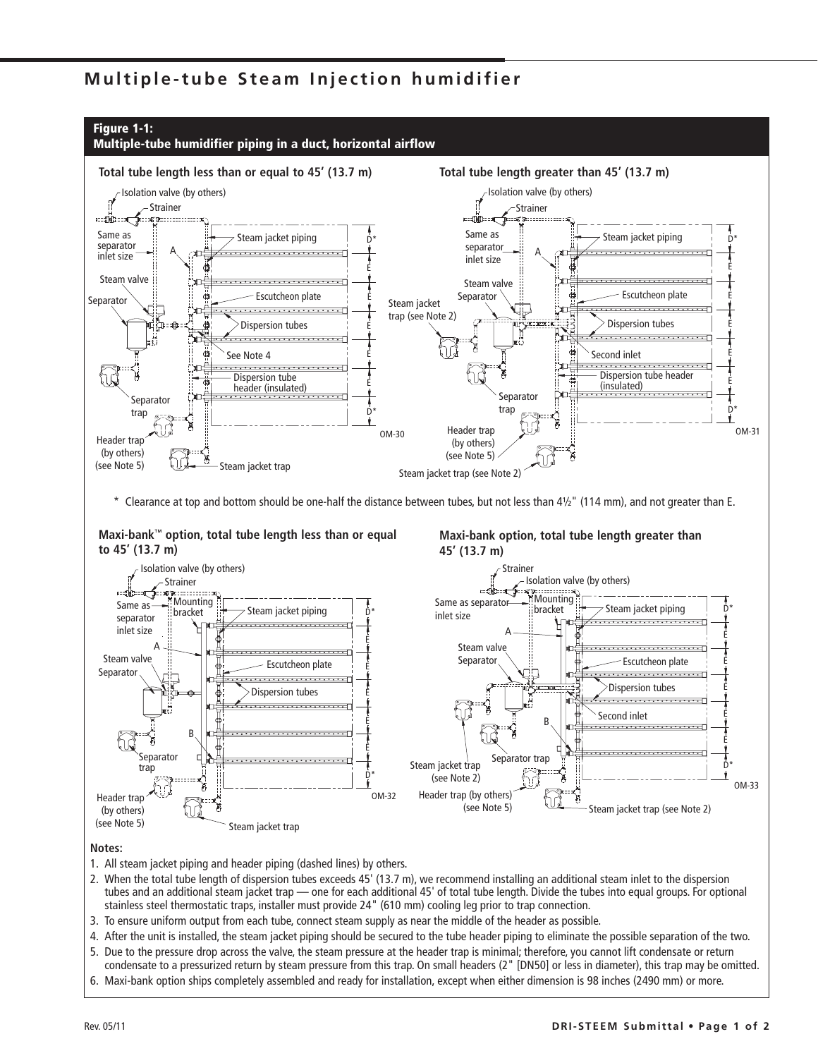# Multiple-tube Steam Injection humidifier

**Figure 1-1:**
**Multiple-tube humidifier piping in a duct, horizontal airflow**

**Total tube length less than or equal to 45' (13.7 m)**

Isolation valve (by others)
Strainer
Same as separator inlet size
A
Steam jacket piping
Steam valve
Separator
Escutcheon plate
Dispersion tubes
See Note 4
Dispersion tube header (insulated)
Separator trap
Header trap (by others) (see Note 5)
Steam jacket trap
D*
E
E
E
E
E
D*
OM-30

**Total tube length greater than 45' (13.7 m)**

Isolation valve (by others)
Strainer
Same as separator inlet size
A
Steam jacket piping
Steam valve
Separator
Steam jacket trap (see Note 2)
Escutcheon plate
Dispersion tubes
Second inlet
Dispersion tube header (insulated)
Separator trap
Header trap (by others) (see Note 5)
Steam jacket trap (see Note 2)
D*
E
E
E
E
E
D*
OM-31

\* Clearance at top and bottom should be one-half the distance between tubes, but not less than 4½" (114 mm), and not greater than E.

**Maxi-bank™ option, total tube length less than or equal to 45' (13.7 m)**

Isolation valve (by others)
Strainer
Same as separator inlet size
Mounting bracket
Steam jacket piping
A
Steam valve
Separator
Escutcheon plate
Dispersion tubes
B
Separator trap
Header trap (by others) (see Note 5)
Steam jacket trap
D*
E
E
E
E
E
D*
OM-32

**Maxi-bank option, total tube length greater than 45' (13.7 m)**

Strainer
Isolation valve (by others)
Same as separator inlet size
Mounting bracket
Steam jacket piping
A
Steam valve
Separator
Escutcheon plate
Dispersion tubes
Second inlet
B
Separator trap
Steam jacket trap (see Note 2)
Header trap (by others) (see Note 5)
Steam jacket trap (see Note 2)
D*
E
E
E
E
E
D*
OM-33

**Notes:**

1. All steam jacket piping and header piping (dashed lines) by others.
2. When the total tube length of dispersion tubes exceeds 45' (13.7 m), we recommend installing an additional steam inlet to the dispersion tubes and an additional steam jacket trap — one for each additional 45' of total tube length. Divide the tubes into equal groups. For optional stainless steel thermostatic traps, installer must provide 24" (610 mm) cooling leg prior to trap connection.
3. To ensure uniform output from each tube, connect steam supply as near the middle of the header as possible.
4. After the unit is installed, the steam jacket piping should be secured to the tube header piping to eliminate the possible separation of the two.
5. Due to the pressure drop across the valve, the steam pressure at the header trap is minimal; therefore, you cannot lift condensate or return condensate to a pressurized return by steam pressure from this trap. On small headers (2" [DN50] or less in diameter), this trap may be omitted.
6. Maxi-bank option ships completely assembled and ready for installation, except when either dimension is 98 inches (2490 mm) or more.

Rev. 05/11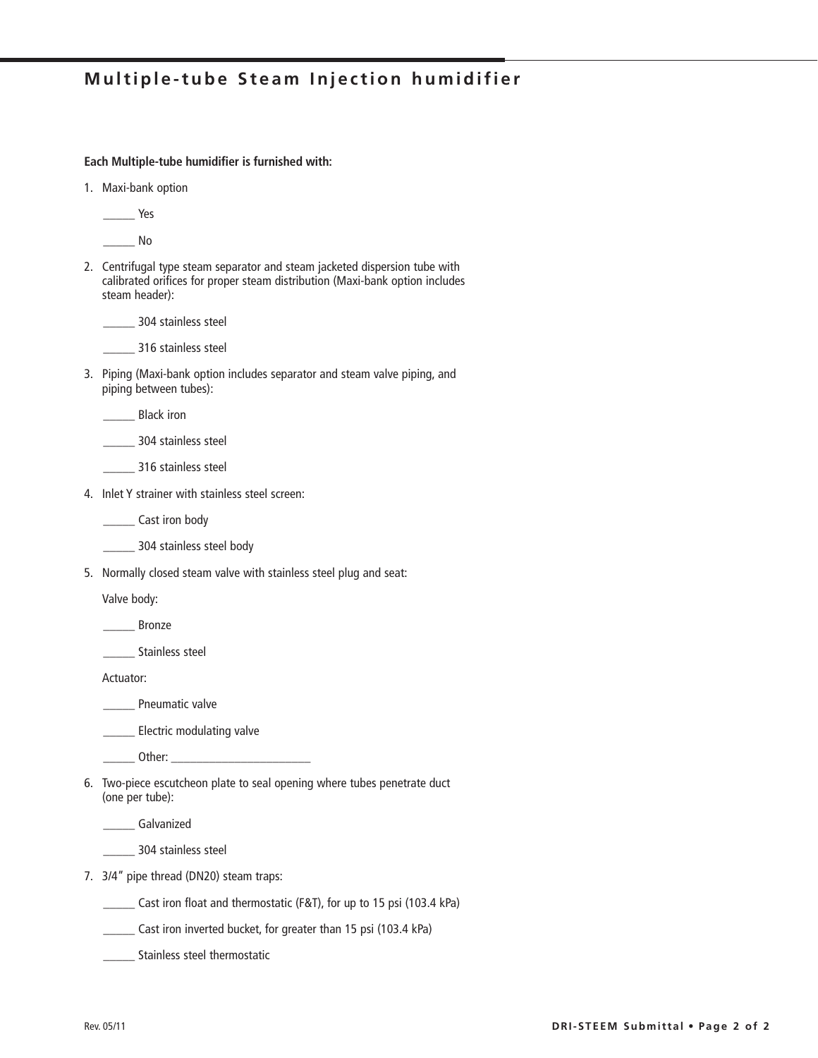## Multiple-tube Steam Injection humidifier

**Each Multiple-tube humidifier is furnished with:**

1. Maxi-bank option

   ______ Yes

   ______ No

2. Centrifugal type steam separator and steam jacketed dispersion tube with calibrated orifices for proper steam distribution (Maxi-bank option includes steam header):

   ______ 304 stainless steel

   ______ 316 stainless steel

3. Piping (Maxi-bank option includes separator and steam valve piping, and piping between tubes):

   ______ Black iron

   ______ 304 stainless steel

   ______ 316 stainless steel

4. Inlet Y strainer with stainless steel screen:

   ______ Cast iron body

   ______ 304 stainless steel body

5. Normally closed steam valve with stainless steel plug and seat:

   Valve body:

   ______ Bronze

   ______ Stainless steel

   Actuator:

   ______ Pneumatic valve

   ______ Electric modulating valve

   ______ Other: ________________________

6. Two-piece escutcheon plate to seal opening where tubes penetrate duct (one per tube):

   ______ Galvanized

   ______ 304 stainless steel

7. 3/4" pipe thread (DN20) steam traps:

   ______ Cast iron float and thermostatic (F&T), for up to 15 psi (103.4 kPa)

   ______ Cast iron inverted bucket, for greater than 15 psi (103.4 kPa)

   ______ Stainless steel thermostatic

Rev. 05/11